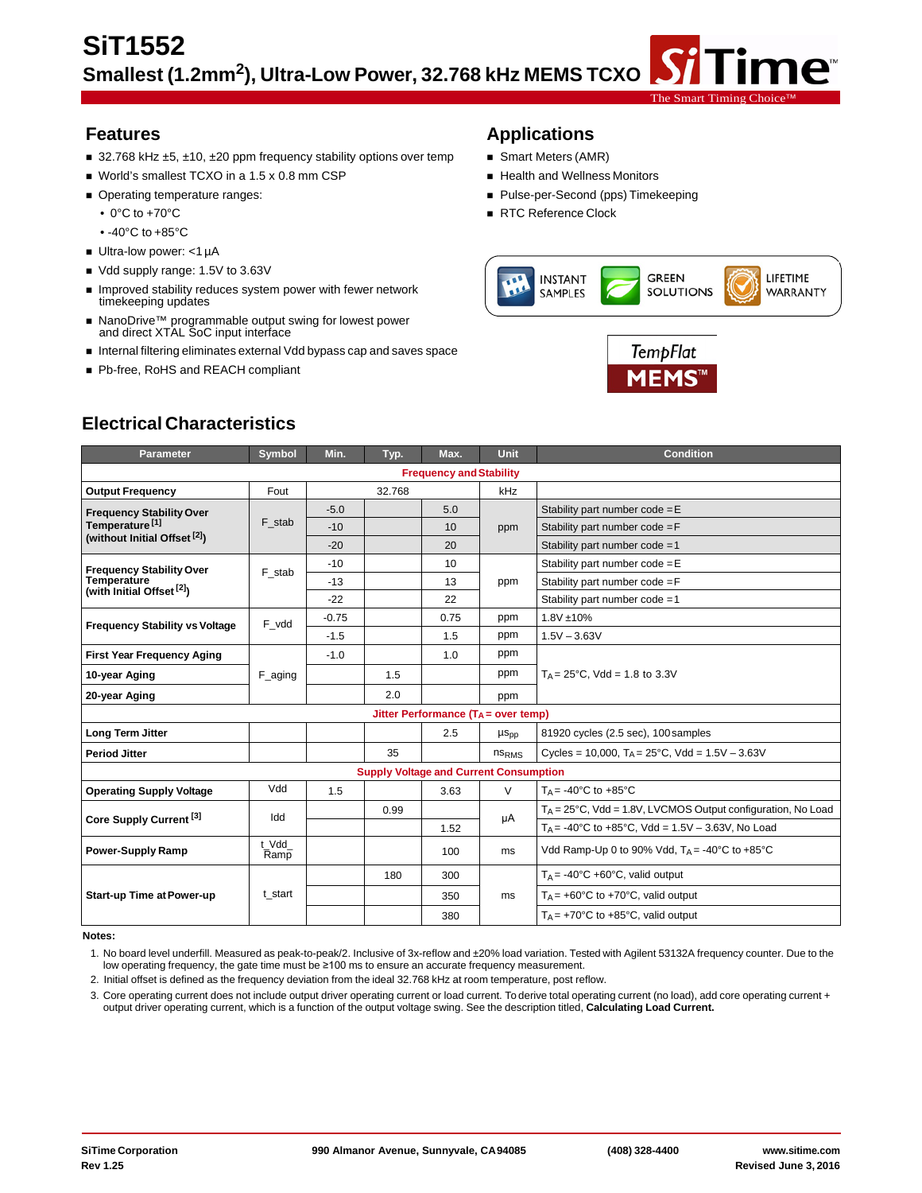# SiT1552

## Smallest (1.2mm²), Ultra-Low Power, 32.768 kHz MEMS TCXO

## Features

- 32.768 kHz ±5, ±10, ±20 ppm frequency stability options over temp
- World's smallest TCXO in a 1.5 x 0.8 mm CSP
- Operating temperature ranges:
  - 0°C to +70°C
  - -40°C to +85°C
- Ultra-low power: <1 µA
- Vdd supply range: 1.5V to 3.63V
- Improved stability reduces system power with fewer network timekeeping updates
- NanoDrive™ programmable output swing for lowest power and direct XTAL SoC input interface
- Internal filtering eliminates external Vdd bypass cap and saves space
- Pb-free, RoHS and REACH compliant

## Applications

- Smart Meters (AMR)
- Health and Wellness Monitors
- Pulse-per-Second (pps) Timekeeping
- RTC Reference Clock

INSTANT SAMPLES | GREEN SOLUTIONS | LIFETIME WARRANTY

TempFlat MEMS™

## Electrical Characteristics

| Parameter | Symbol | Min. | Typ. | Max. | Unit | Condition |
|---|---|---|---|---|---|---|
| **Frequency and Stability** | | | | | | |
| **Output Frequency** | Fout | | 32.768 | | kHz | |
| **Frequency Stability Over Temperature [1] (without Initial Offset [2])** | F_stab | -5.0 | | 5.0 | ppm | Stability part number code = E |
| | | -10 | | 10 | | Stability part number code = F |
| | | -20 | | 20 | | Stability part number code = 1 |
| **Frequency Stability Over Temperature (with Initial Offset [2])** | F_stab | -10 | | 10 | ppm | Stability part number code = E |
| | | -13 | | 13 | | Stability part number code = F |
| | | -22 | | 22 | | Stability part number code = 1 |
| **Frequency Stability vs Voltage** | F_vdd | -0.75 | | 0.75 | ppm | 1.8V ±10% |
| | | -1.5 | | 1.5 | ppm | 1.5V – 3.63V |
| **First Year Frequency Aging** | F_aging | -1.0 | | 1.0 | ppm | $T_A$ = 25°C, Vdd = 1.8 to 3.3V |
| **10-year Aging** | | | 1.5 | | ppm | |
| **20-year Aging** | | | 2.0 | | ppm | |
| **Jitter Performance ($T_A$ = over temp)** | | | | | | |
| **Long Term Jitter** | | | | 2.5 | $\mu s_{pp}$ | 81920 cycles (2.5 sec), 100 samples |
| **Period Jitter** | | | 35 | | $ns_{RMS}$ | Cycles = 10,000, $T_A$ = 25°C, Vdd = 1.5V – 3.63V |
| **Supply Voltage and Current Consumption** | | | | | | |
| **Operating Supply Voltage** | Vdd | 1.5 | | 3.63 | V | $T_A$ = -40°C to +85°C |
| **Core Supply Current [3]** | Idd | | 0.99 | | µA | $T_A$ = 25°C, Vdd = 1.8V, LVCMOS Output configuration, No Load |
| | | | | 1.52 | | $T_A$ = -40°C to +85°C, Vdd = 1.5V – 3.63V, No Load |
| **Power-Supply Ramp** | t_Vdd_Ramp | | | 100 | ms | Vdd Ramp-Up 0 to 90% Vdd, $T_A$ = -40°C to +85°C |
| **Start-up Time at Power-up** | t_start | | 180 | 300 | ms | $T_A$ = -40°C +60°C, valid output |
| | | | | 350 | | $T_A$ = +60°C to +70°C, valid output |
| | | | | 380 | | $T_A$ = +70°C to +85°C, valid output |

**Notes:**

1. No board level underfill. Measured as peak-to-peak/2. Inclusive of 3x-reflow and ±20% load variation. Tested with Agilent 53132A frequency counter. Due to the low operating frequency, the gate time must be ≥100 ms to ensure an accurate frequency measurement.
2. Initial offset is defined as the frequency deviation from the ideal 32.768 kHz at room temperature, post reflow.
3. Core operating current does not include output driver operating current or load current. To derive total operating current (no load), add core operating current + output driver operating current, which is a function of the output voltage swing. See the description titled, **Calculating Load Current.**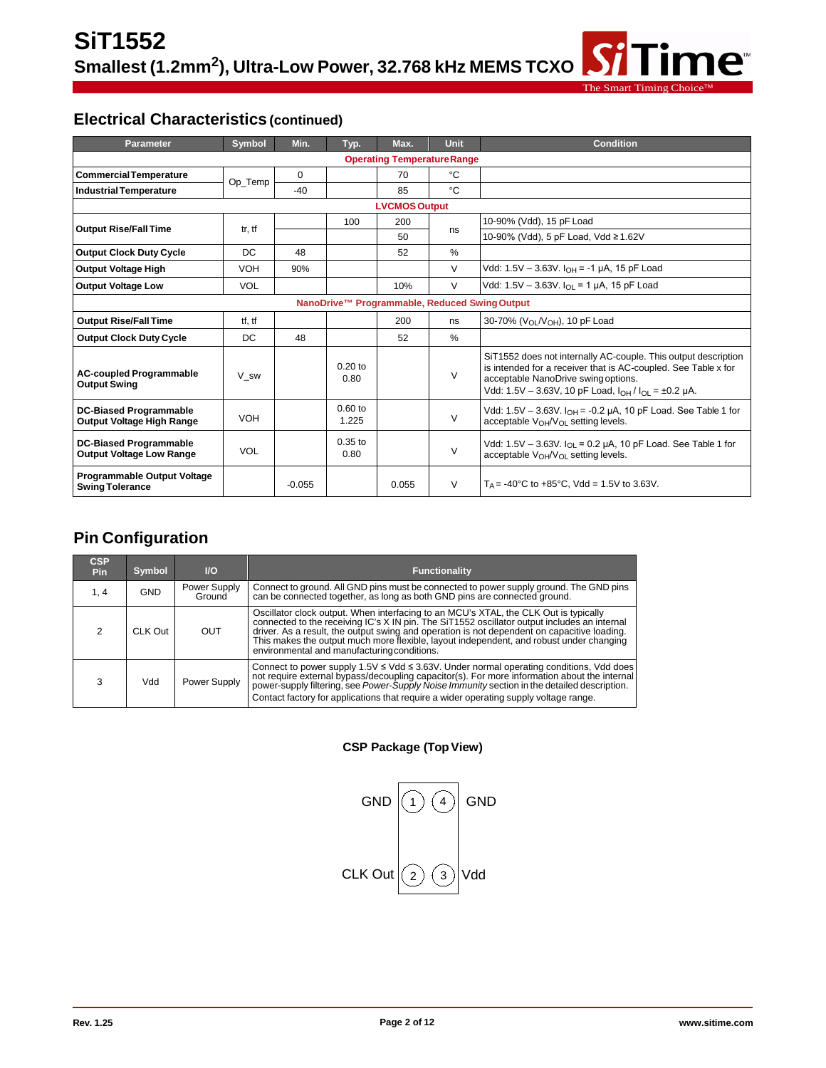## Electrical Characteristics (continued)

| Parameter | Symbol | Min. | Typ. | Max. | Unit | Condition |
|---|---|---|---|---|---|---|
| **Operating Temperature Range** | | | | | | |
| **Commercial Temperature** | Op_Temp | 0 | | 70 | °C | |
| **Industrial Temperature** | | -40 | | 85 | °C | |
| **LVCMOS Output** | | | | | | |
| **Output Rise/Fall Time** | tr, tf | | 100 | 200 | ns | 10-90% (Vdd), 15 pF Load |
| | | | | 50 | | 10-90% (Vdd), 5 pF Load, Vdd ≥ 1.62V |
| **Output Clock Duty Cycle** | DC | 48 | | 52 | % | |
| **Output Voltage High** | VOH | 90% | | | V | Vdd: 1.5V – 3.63V. $I_{OH}$ = -1 μA, 15 pF Load |
| **Output Voltage Low** | VOL | | | 10% | V | Vdd: 1.5V – 3.63V. $I_{OL}$ = 1 μA, 15 pF Load |
| **NanoDrive™ Programmable, Reduced Swing Output** | | | | | | |
| **Output Rise/Fall Time** | tf, tf | | | 200 | ns | 30-70% ($V_{OL}/V_{OH}$), 10 pF Load |
| **Output Clock Duty Cycle** | DC | 48 | | 52 | % | |
| **AC-coupled Programmable Output Swing** | V_sw | | 0.20 to 0.80 | | V | SiT1552 does not internally AC-couple. This output description is intended for a receiver that is AC-coupled. See Table x for acceptable NanoDrive swing options. Vdd: 1.5V – 3.63V, 10 pF Load, $I_{OH}$ / $I_{OL}$ = ±0.2 μA. |
| **DC-Biased Programmable Output Voltage High Range** | VOH | | 0.60 to 1.225 | | V | Vdd: 1.5V – 3.63V. $I_{OH}$ = -0.2 μA, 10 pF Load. See Table 1 for acceptable $V_{OH}/V_{OL}$ setting levels. |
| **DC-Biased Programmable Output Voltage Low Range** | VOL | | 0.35 to 0.80 | | V | Vdd: 1.5V – 3.63V. $I_{OL}$ = 0.2 μA, 10 pF Load. See Table 1 for acceptable $V_{OH}/V_{OL}$ setting levels. |
| **Programmable Output Voltage Swing Tolerance** | | -0.055 | | 0.055 | V | $T_A$ = -40°C to +85°C, Vdd = 1.5V to 3.63V. |

## Pin Configuration

| CSP Pin | Symbol | I/O | Functionality |
|---|---|---|---|
| 1, 4 | GND | Power Supply Ground | Connect to ground. All GND pins must be connected to power supply ground. The GND pins can be connected together, as long as both GND pins are connected ground. |
| 2 | CLK Out | OUT | Oscillator clock output. When interfacing to an MCU's XTAL, the CLK Out is typically connected to the receiving IC's X IN pin. The SiT1552 oscillator output includes an internal driver. As a result, the output swing and operation is not dependent on capacitive loading. This makes the output much more flexible, layout independent, and robust under changing environmental and manufacturing conditions. |
| 3 | Vdd | Power Supply | Connect to power supply 1.5V ≤ Vdd ≤ 3.63V. Under normal operating conditions, Vdd does not require external bypass/decoupling capacitor(s). For more information about the internal power-supply filtering, see *Power-Supply Noise Immunity* section in the detailed description. Contact factory for applications that require a wider operating supply voltage range. |

**CSP Package (Top View)**

GND (1) (4) GND

CLK Out (2) (3) Vdd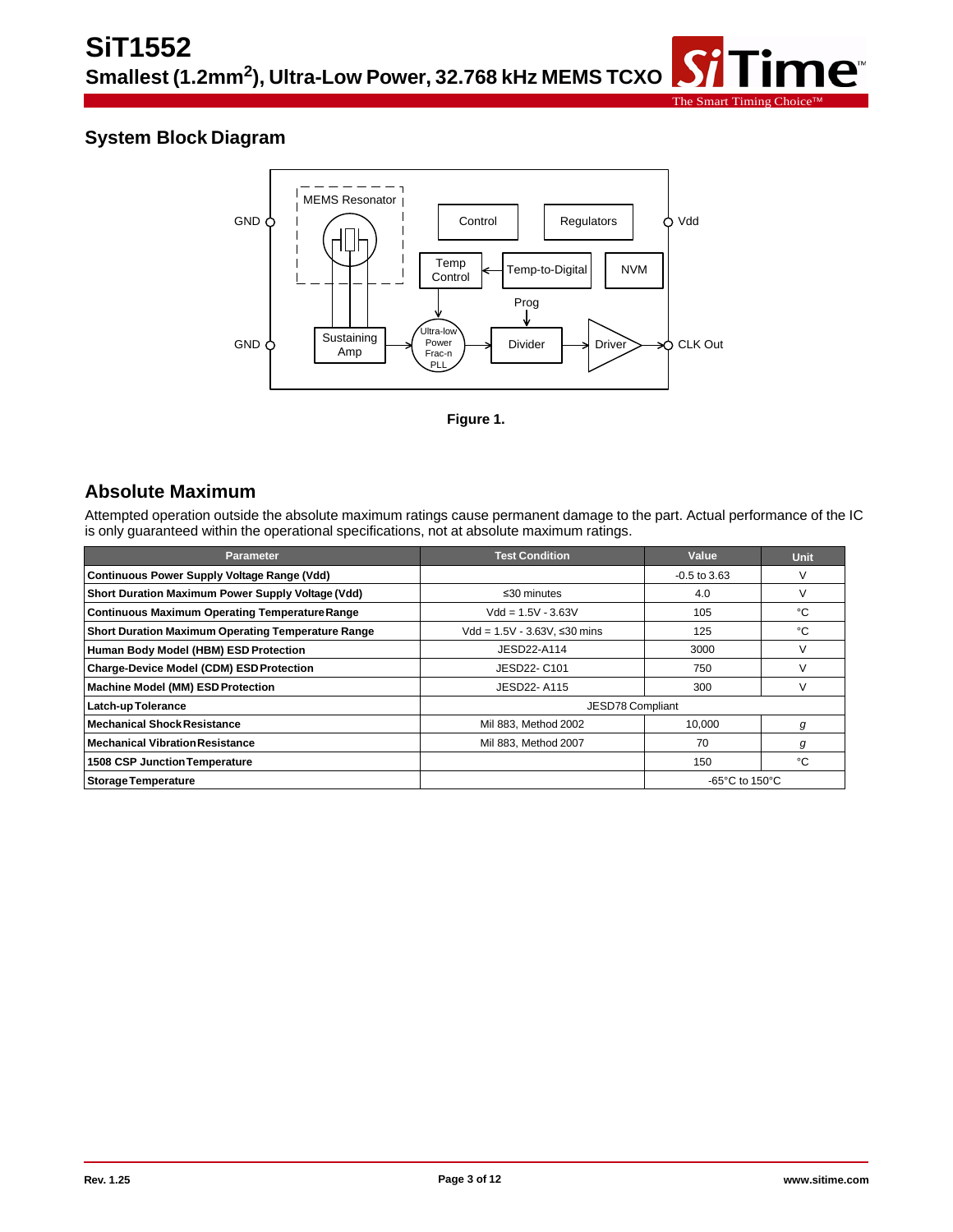## System Block Diagram

Figure 1.

## Absolute Maximum

Attempted operation outside the absolute maximum ratings cause permanent damage to the part. Actual performance of the IC is only guaranteed within the operational specifications, not at absolute maximum ratings.

| Parameter | Test Condition | Value | Unit |
|---|---|---|---|
| **Continuous Power Supply Voltage Range (Vdd)** | | -0.5 to 3.63 | V |
| **Short Duration Maximum Power Supply Voltage (Vdd)** | ≤30 minutes | 4.0 | V |
| **Continuous Maximum Operating Temperature Range** | Vdd = 1.5V - 3.63V | 105 | °C |
| **Short Duration Maximum Operating Temperature Range** | Vdd = 1.5V - 3.63V, ≤30 mins | 125 | °C |
| **Human Body Model (HBM) ESD Protection** | JESD22-A114 | 3000 | V |
| **Charge-Device Model (CDM) ESD Protection** | JESD22- C101 | 750 | V |
| **Machine Model (MM) ESD Protection** | JESD22- A115 | 300 | V |
| **Latch-up Tolerance** | JESD78 Compliant | | |
| **Mechanical Shock Resistance** | Mil 883, Method 2002 | 10,000 | *g* |
| **Mechanical Vibration Resistance** | Mil 883, Method 2007 | 70 | *g* |
| **1508 CSP Junction Temperature** | | 150 | °C |
| **Storage Temperature** | | -65°C to 150°C | |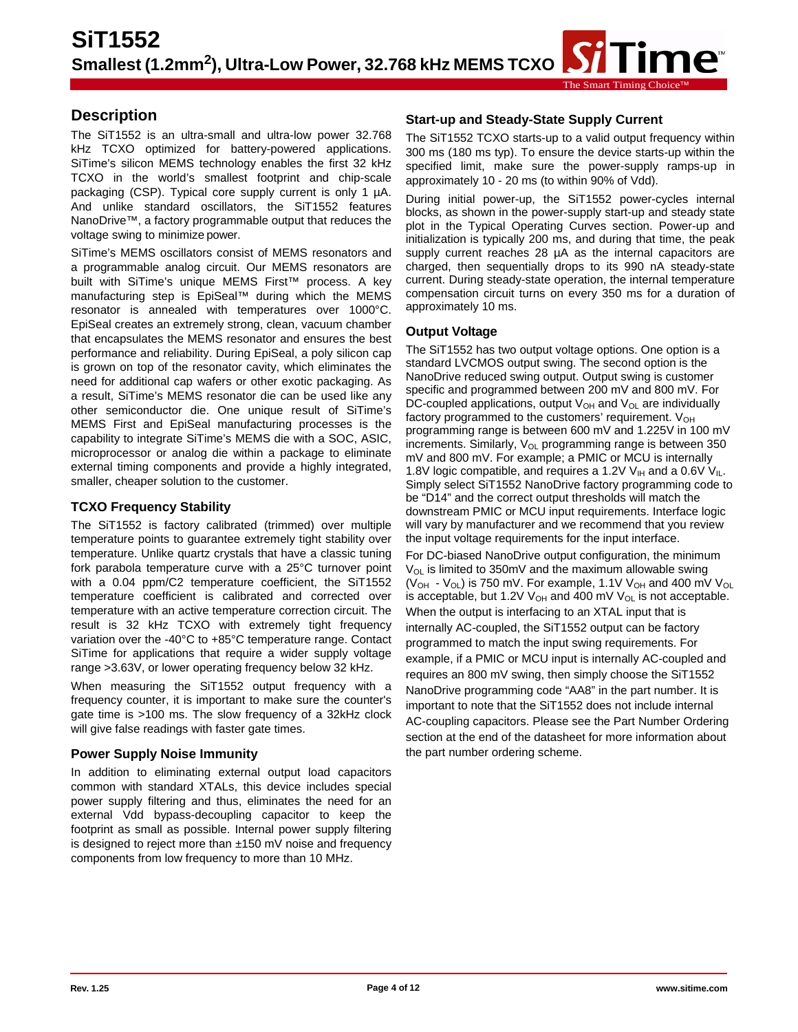## Description

The SiT1552 is an ultra-small and ultra-low power 32.768 kHz TCXO optimized for battery-powered applications. SiTime's silicon MEMS technology enables the first 32 kHz TCXO in the world's smallest footprint and chip-scale packaging (CSP). Typical core supply current is only 1 µA. And unlike standard oscillators, the SiT1552 features NanoDrive™, a factory programmable output that reduces the voltage swing to minimize power.

SiTime's MEMS oscillators consist of MEMS resonators and a programmable analog circuit. Our MEMS resonators are built with SiTime's unique MEMS First™ process. A key manufacturing step is EpiSeal™ during which the MEMS resonator is annealed with temperatures over 1000°C. EpiSeal creates an extremely strong, clean, vacuum chamber that encapsulates the MEMS resonator and ensures the best performance and reliability. During EpiSeal, a poly silicon cap is grown on top of the resonator cavity, which eliminates the need for additional cap wafers or other exotic packaging. As a result, SiTime's MEMS resonator die can be used like any other semiconductor die. One unique result of SiTime's MEMS First and EpiSeal manufacturing processes is the capability to integrate SiTime's MEMS die with a SOC, ASIC, microprocessor or analog die within a package to eliminate external timing components and provide a highly integrated, smaller, cheaper solution to the customer.

### TCXO Frequency Stability

The SiT1552 is factory calibrated (trimmed) over multiple temperature points to guarantee extremely tight stability over temperature. Unlike quartz crystals that have a classic tuning fork parabola temperature curve with a 25°C turnover point with a 0.04 ppm/C2 temperature coefficient, the SiT1552 temperature coefficient is calibrated and corrected over temperature with an active temperature correction circuit. The result is 32 kHz TCXO with extremely tight frequency variation over the -40°C to +85°C temperature range. Contact SiTime for applications that require a wider supply voltage range >3.63V, or lower operating frequency below 32 kHz.

When measuring the SiT1552 output frequency with a frequency counter, it is important to make sure the counter's gate time is >100 ms. The slow frequency of a 32kHz clock will give false readings with faster gate times.

### Power Supply Noise Immunity

In addition to eliminating external output load capacitors common with standard XTALs, this device includes special power supply filtering and thus, eliminates the need for an external Vdd bypass-decoupling capacitor to keep the footprint as small as possible. Internal power supply filtering is designed to reject more than ±150 mV noise and frequency components from low frequency to more than 10 MHz.

### Start-up and Steady-State Supply Current

The SiT1552 TCXO starts-up to a valid output frequency within 300 ms (180 ms typ). To ensure the device starts-up within the specified limit, make sure the power-supply ramps-up in approximately 10 - 20 ms (to within 90% of Vdd).

During initial power-up, the SiT1552 power-cycles internal blocks, as shown in the power-supply start-up and steady state plot in the Typical Operating Curves section. Power-up and initialization is typically 200 ms, and during that time, the peak supply current reaches 28 µA as the internal capacitors are charged, then sequentially drops to its 990 nA steady-state current. During steady-state operation, the internal temperature compensation circuit turns on every 350 ms for a duration of approximately 10 ms.

### Output Voltage

The SiT1552 has two output voltage options. One option is a standard LVCMOS output swing. The second option is the NanoDrive reduced swing output. Output swing is customer specific and programmed between 200 mV and 800 mV. For DC-coupled applications, output $V_{OH}$ and $V_{OL}$ are individually factory programmed to the customers' requirement. $V_{OH}$ programming range is between 600 mV and 1.225V in 100 mV increments. Similarly, $V_{OL}$ programming range is between 350 mV and 800 mV. For example; a PMIC or MCU is internally 1.8V logic compatible, and requires a 1.2V $V_{IH}$ and a 0.6V $V_{IL}$. Simply select SiT1552 NanoDrive factory programming code to be "D14" and the correct output thresholds will match the downstream PMIC or MCU input requirements. Interface logic will vary by manufacturer and we recommend that you review the input voltage requirements for the input interface.

For DC-biased NanoDrive output configuration, the minimum $V_{OL}$ is limited to 350mV and the maximum allowable swing ($V_{OH}$ - $V_{OL}$) is 750 mV. For example, 1.1V $V_{OH}$ and 400 mV $V_{OL}$ is acceptable, but 1.2V $V_{OH}$ and 400 mV $V_{OL}$ is not acceptable.

When the output is interfacing to an XTAL input that is internally AC-coupled, the SiT1552 output can be factory programmed to match the input swing requirements. For example, if a PMIC or MCU input is internally AC-coupled and requires an 800 mV swing, then simply choose the SiT1552 NanoDrive programming code "AA8" in the part number. It is important to note that the SiT1552 does not include internal AC-coupling capacitors. Please see the Part Number Ordering section at the end of the datasheet for more information about the part number ordering scheme.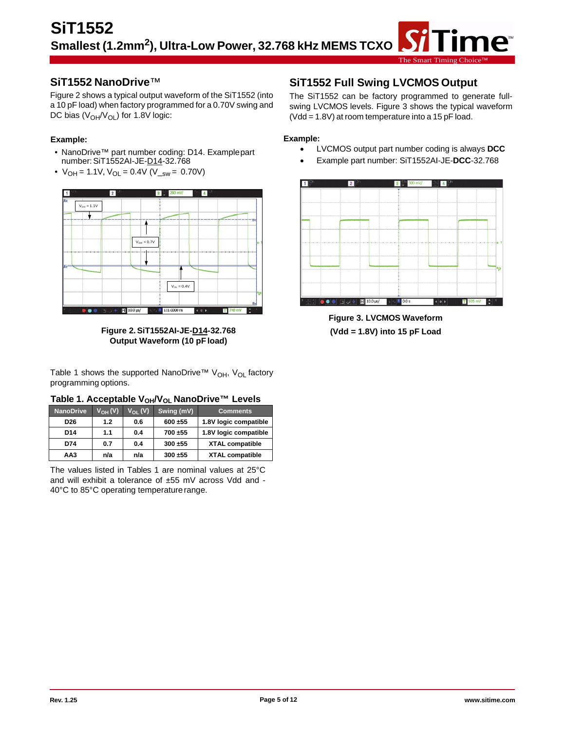## SiT1552 NanoDrive™

Figure 2 shows a typical output waveform of the SiT1552 (into a 10 pF load) when factory programmed for a 0.70V swing and DC bias ($V_{OH}/V_{OL}$) for 1.8V logic:

**Example:**

- NanoDrive™ part number coding: D14. Example part number: SiT1552AI-JE-D14-32.768
- $V_{OH}$ = 1.1V, $V_{OL}$ = 0.4V ($V_{\_sw}$ = 0.70V)

**Figure 2. SiT1552AI-JE-D14-32.768 Output Waveform (10 pF load)**

Table 1 shows the supported NanoDrive™ $V_{OH}$, $V_{OL}$ factory programming options.

**Table 1. Acceptable $V_{OH}/V_{OL}$ NanoDrive™ Levels**

| NanoDrive | $V_{OH}$ (V) | $V_{OL}$ (V) | Swing (mV) | Comments |
|---|---|---|---|---|
| D26 | 1.2 | 0.6 | 600 ±55 | 1.8V logic compatible |
| D14 | 1.1 | 0.4 | 700 ±55 | 1.8V logic compatible |
| D74 | 0.7 | 0.4 | 300 ±55 | XTAL compatible |
| AA3 | n/a | n/a | 300 ±55 | XTAL compatible |

The values listed in Tables 1 are nominal values at 25°C and will exhibit a tolerance of ±55 mV across Vdd and -40°C to 85°C operating temperature range.

## SiT1552 Full Swing LVCMOS Output

The SiT1552 can be factory programmed to generate full-swing LVCMOS levels. Figure 3 shows the typical waveform (Vdd = 1.8V) at room temperature into a 15 pF load.

**Example:**

- LVCMOS output part number coding is always **DCC**
- Example part number: SiT1552AI-JE-**DCC**-32.768

**Figure 3. LVCMOS Waveform (Vdd = 1.8V) into 15 pF Load**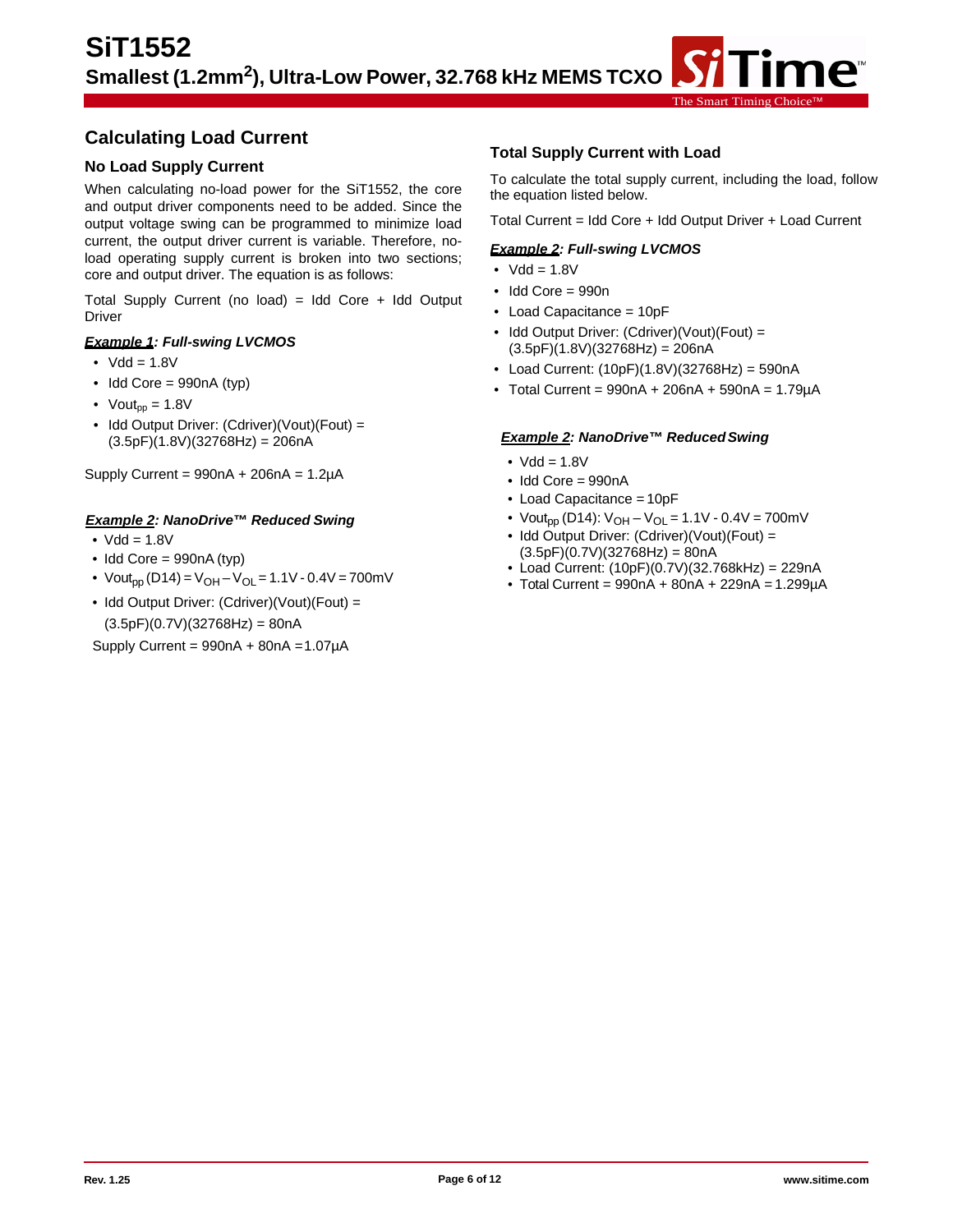## Calculating Load Current

### No Load Supply Current

When calculating no-load power for the SiT1552, the core and output driver components need to be added. Since the output voltage swing can be programmed to minimize load current, the output driver current is variable. Therefore, no-load operating supply current is broken into two sections; core and output driver. The equation is as follows:

Total Supply Current (no load) = Idd Core + Idd Output Driver

***Example 1: Full-swing LVCMOS***

- Vdd = 1.8V
- Idd Core = 990nA (typ)
- $Vout_{pp}$ = 1.8V
- Idd Output Driver: (Cdriver)(Vout)(Fout) = (3.5pF)(1.8V)(32768Hz) = 206nA

Supply Current = 990nA + 206nA = 1.2µA

***Example 2: NanoDrive™ Reduced Swing***

- Vdd = 1.8V
- Idd Core = 990nA (typ)
- $Vout_{pp}$ (D14) = $V_{OH} - V_{OL}$ = 1.1V - 0.4V = 700mV
- Idd Output Driver: (Cdriver)(Vout)(Fout) = (3.5pF)(0.7V)(32768Hz) = 80nA

Supply Current = 990nA + 80nA =1.07µA

### Total Supply Current with Load

To calculate the total supply current, including the load, follow the equation listed below.

Total Current = Idd Core + Idd Output Driver + Load Current

***Example 2: Full-swing LVCMOS***

- Vdd = 1.8V
- Idd Core = 990n
- Load Capacitance = 10pF
- Idd Output Driver: (Cdriver)(Vout)(Fout) = (3.5pF)(1.8V)(32768Hz) = 206nA
- Load Current: (10pF)(1.8V)(32768Hz) = 590nA
- Total Current = 990nA + 206nA + 590nA = 1.79µA

***Example 2: NanoDrive™ Reduced Swing***

- Vdd = 1.8V
- Idd Core = 990nA
- Load Capacitance = 10pF
- $Vout_{pp}$ (D14): $V_{OH} - V_{OL}$ = 1.1V - 0.4V = 700mV
- Idd Output Driver: (Cdriver)(Vout)(Fout) = (3.5pF)(0.7V)(32768Hz) = 80nA
- Load Current: (10pF)(0.7V)(32.768kHz) = 229nA
- Total Current = 990nA + 80nA + 229nA = 1.299µA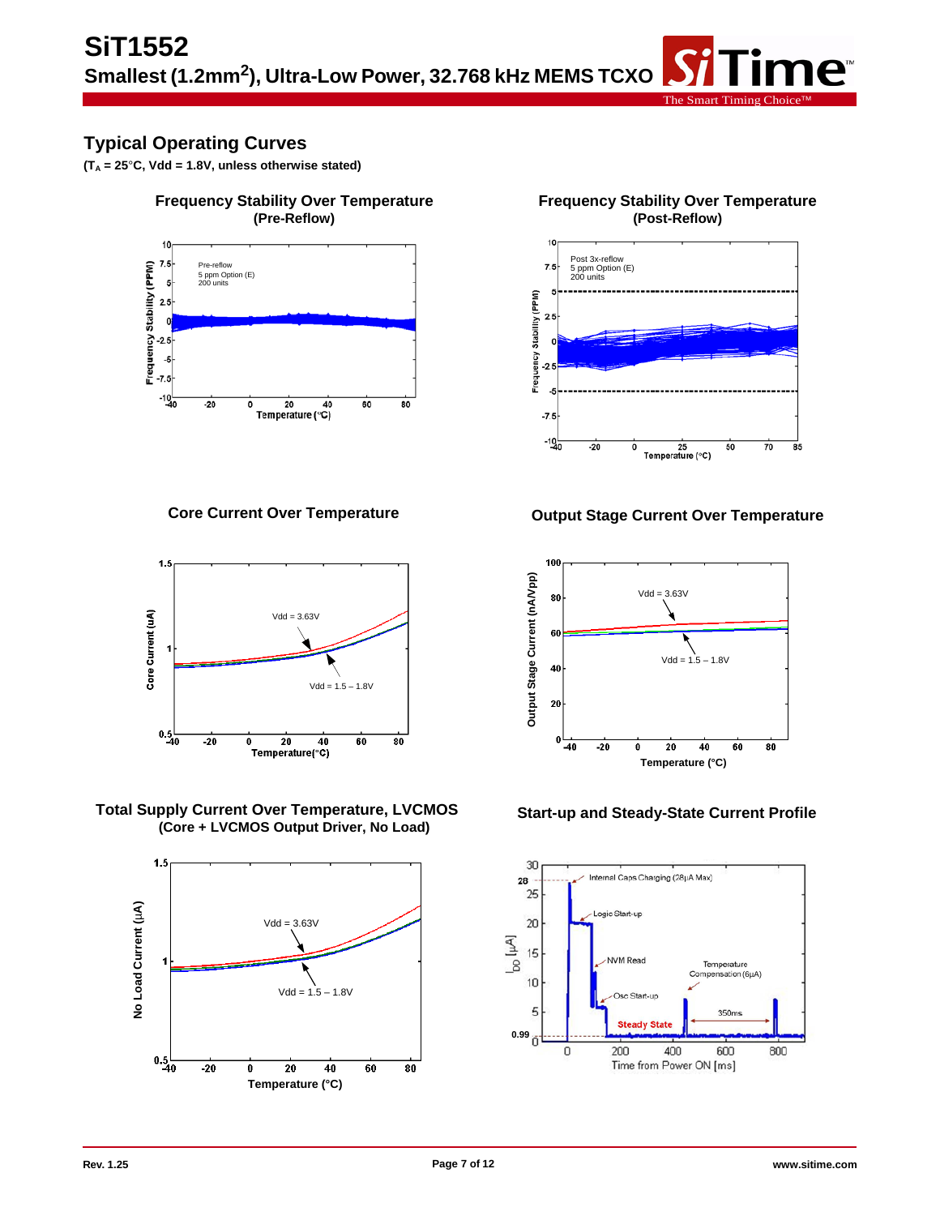## Typical Operating Curves

**($T_A$ = 25°C, Vdd = 1.8V, unless otherwise stated)**

**Frequency Stability Over Temperature (Pre-Reflow)**

**Frequency Stability Over Temperature (Post-Reflow)**

**Core Current Over Temperature**

**Output Stage Current Over Temperature**

**Total Supply Current Over Temperature, LVCMOS (Core + LVCMOS Output Driver, No Load)**

**Start-up and Steady-State Current Profile**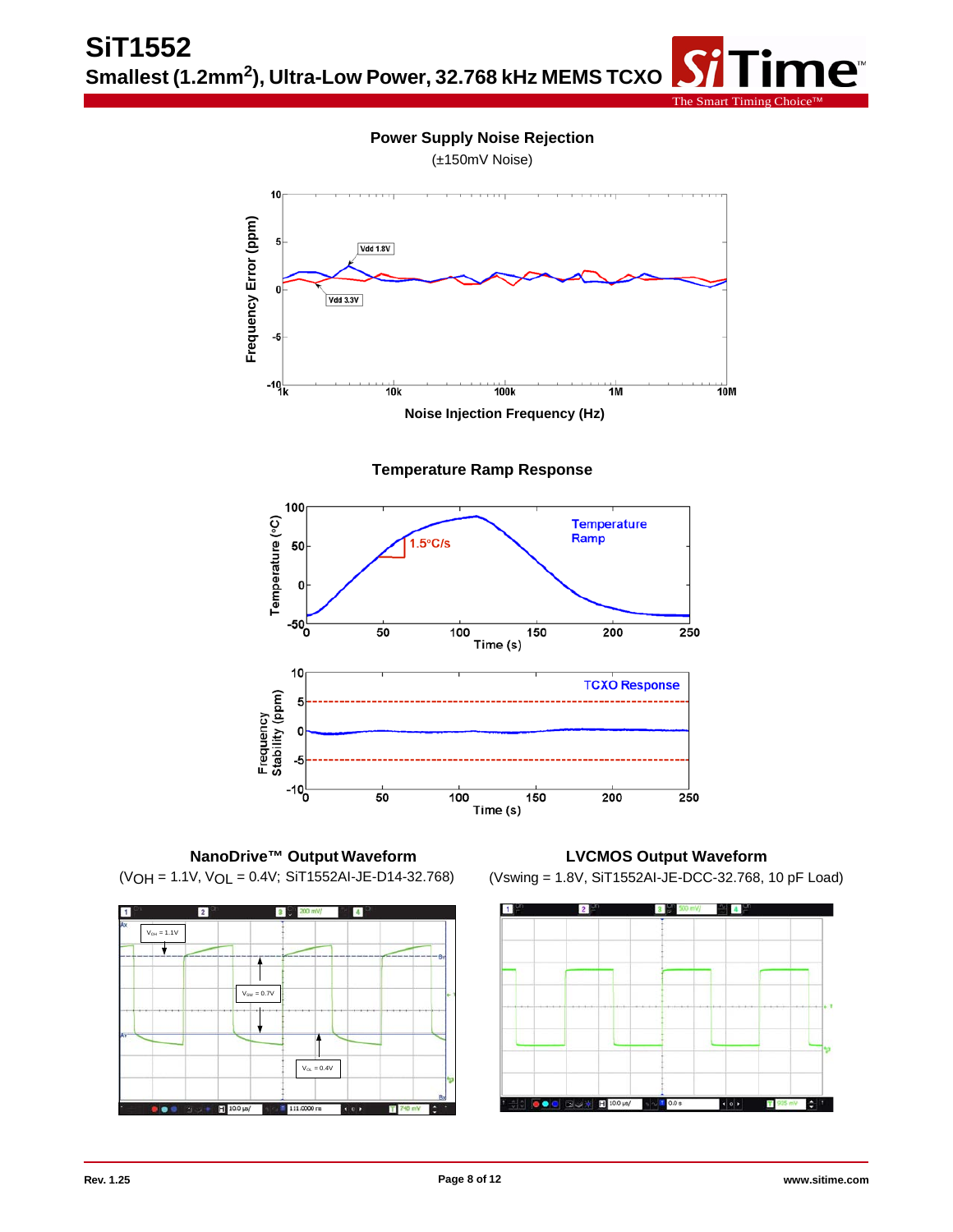### Power Supply Noise Rejection

(±150mV Noise)

### Temperature Ramp Response

### NanoDrive™ Output Waveform

($V_{OH}$ = 1.1V, $V_{OL}$ = 0.4V; SiT1552AI-JE-D14-32.768)

### LVCMOS Output Waveform

(Vswing = 1.8V, SiT1552AI-JE-DCC-32.768, 10 pF Load)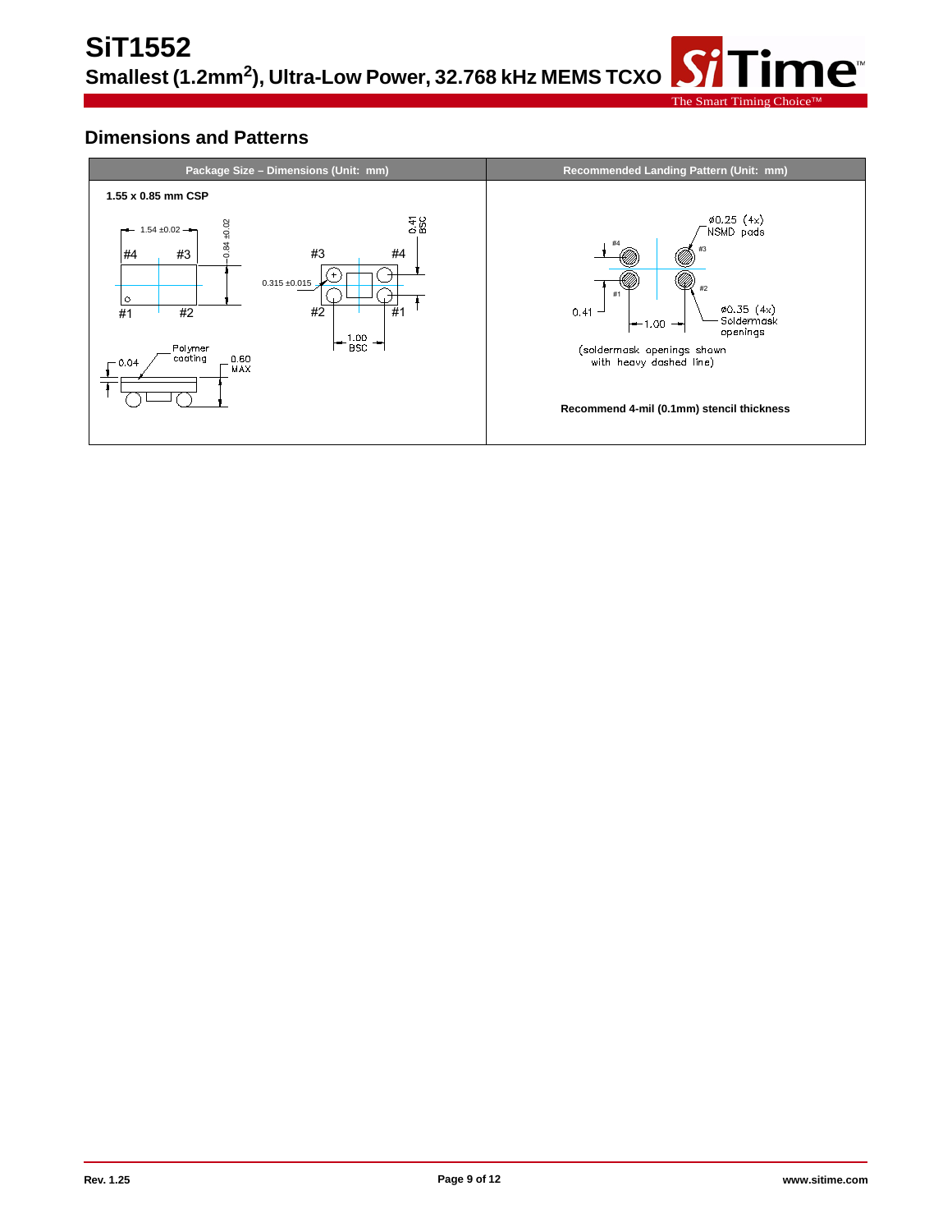## Dimensions and Patterns

| Package Size – Dimensions (Unit: mm) | Recommended Landing Pattern (Unit: mm) |
|---|---|
| **1.55 x 0.85 mm CSP**<br>1.54 ±0.02<br>0.84 ±0.02<br>#4 #3<br>#1 #2<br>#3 #4<br>#2 #1<br>0.315 ±0.015<br>0.41 BSC<br>1.00 BSC<br>0.04<br>Polymer coating<br>0.60 MAX | ⌀0.25 (4x) NSMD pads<br>#4 #3<br>#1 #2<br>0.41<br>1.00<br>⌀0.35 (4x) Soldermask openings<br>(soldermask openings shown with heavy dashed line)<br>**Recommend 4-mil (0.1mm) stencil thickness** |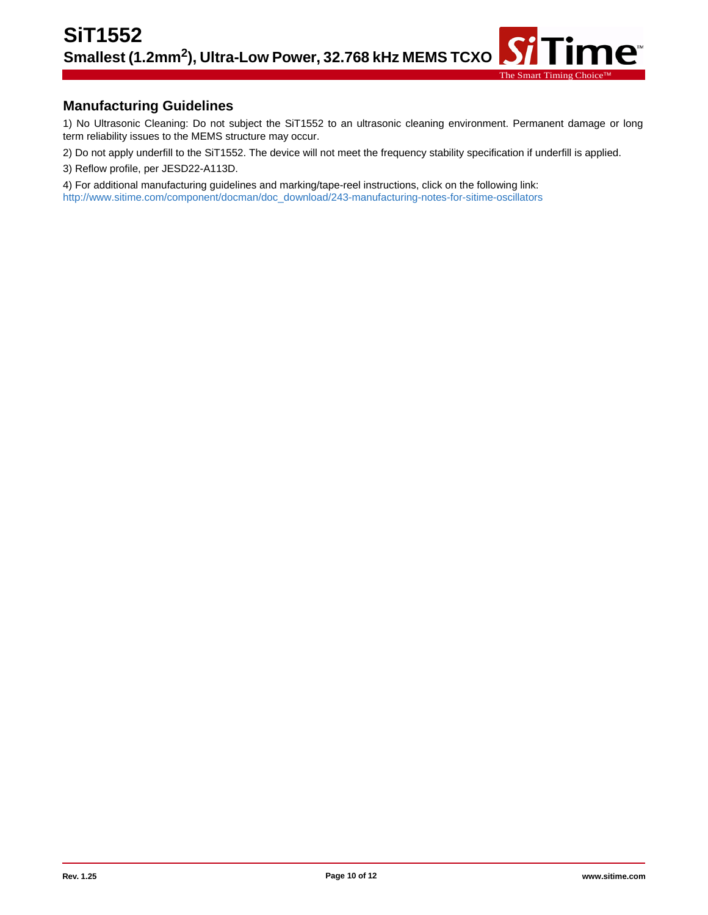## Manufacturing Guidelines

1) No Ultrasonic Cleaning: Do not subject the SiT1552 to an ultrasonic cleaning environment. Permanent damage or long term reliability issues to the MEMS structure may occur.

2) Do not apply underfill to the SiT1552. The device will not meet the frequency stability specification if underfill is applied.

3) Reflow profile, per JESD22-A113D.

4) For additional manufacturing guidelines and marking/tape-reel instructions, click on the following link:
http://www.sitime.com/component/docman/doc_download/243-manufacturing-notes-for-sitime-oscillators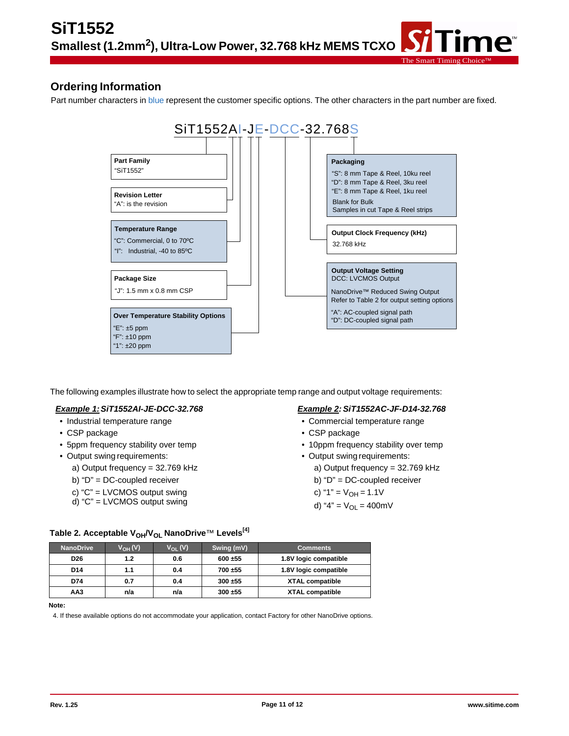## Ordering Information

Part number characters in blue represent the customer specific options. The other characters in the part number are fixed.

**SiT1552AI-JE-DCC-32.768S**

**Part Family**
"SiT1552"

**Revision Letter**
"A": is the revision

**Temperature Range**
"C": Commercial, 0 to 70ºC
"I": Industrial, -40 to 85ºC

**Package Size**
"J": 1.5 mm x 0.8 mm CSP

**Over Temperature Stability Options**
"E": ±5 ppm
"F": ±10 ppm
"1": ±20 ppm

**Packaging**
"S": 8 mm Tape & Reel, 10ku reel
"D": 8 mm Tape & Reel, 3ku reel
"E": 8 mm Tape & Reel, 1ku reel
Blank for Bulk
Samples in cut Tape & Reel strips

**Output Clock Frequency (kHz)**
32.768 kHz

**Output Voltage Setting**
DCC: LVCMOS Output

NanoDrive™ Reduced Swing Output
Refer to Table 2 for output setting options

"A": AC-coupled signal path
"D": DC-coupled signal path

The following examples illustrate how to select the appropriate temp range and output voltage requirements:

***Example 1:* SiT1552AI-JE-DCC-32.768**

- Industrial temperature range
- CSP package
- 5ppm frequency stability over temp
- Output swing requirements:
  a) Output frequency = 32.769 kHz
  b) "D" = DC-coupled receiver
  c) "C" = LVCMOS output swing
  d) "C" = LVCMOS output swing

***Example 2:* SiT1552AC-JF-D14-32.768**

- Commercial temperature range
- CSP package
- 10ppm frequency stability over temp
- Output swing requirements:
  a) Output frequency = 32.769 kHz
  b) "D" = DC-coupled receiver
  c) "1" = $V_{OH}$ = 1.1V
  d) "4" = $V_{OL}$ = 400mV

**Table 2. Acceptable $V_{OH}$/$V_{OL}$ NanoDrive™ Levels[4]**

| NanoDrive | $V_{OH}$ (V) | $V_{OL}$ (V) | Swing (mV) | Comments |
|---|---|---|---|---|
| D26 | 1.2 | 0.6 | 600 ±55 | 1.8V logic compatible |
| D14 | 1.1 | 0.4 | 700 ±55 | 1.8V logic compatible |
| D74 | 0.7 | 0.4 | 300 ±55 | XTAL compatible |
| AA3 | n/a | n/a | 300 ±55 | XTAL compatible |

**Note:**

4. If these available options do not accommodate your application, contact Factory for other NanoDrive options.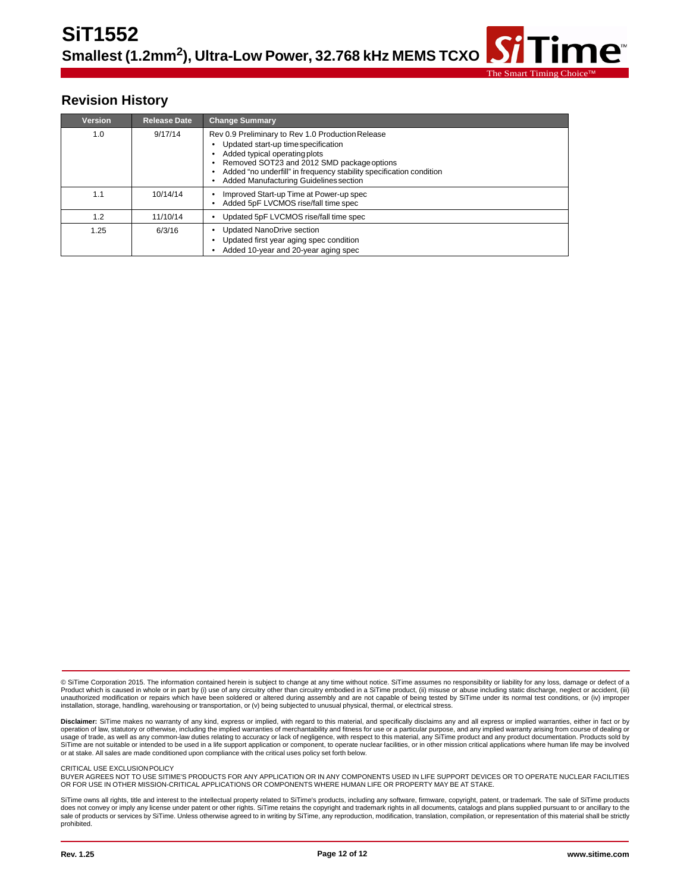## Revision History

| Version | Release Date | Change Summary |
|---|---|---|
| 1.0 | 9/17/14 | Rev 0.9 Preliminary to Rev 1.0 Production Release<br>• Updated start-up time specification<br>• Added typical operating plots<br>• Removed SOT23 and 2012 SMD package options<br>• Added "no underfill" in frequency stability specification condition<br>• Added Manufacturing Guidelines section |
| 1.1 | 10/14/14 | • Improved Start-up Time at Power-up spec<br>• Added 5pF LVCMOS rise/fall time spec |
| 1.2 | 11/10/14 | • Updated 5pF LVCMOS rise/fall time spec |
| 1.25 | 6/3/16 | • Updated NanoDrive section<br>• Updated first year aging spec condition<br>• Added 10-year and 20-year aging spec |

© SiTime Corporation 2015. The information contained herein is subject to change at any time without notice. SiTime assumes no responsibility or liability for any loss, damage or defect of a Product which is caused in whole or in part by (i) use of any circuitry other than circuitry embodied in a SiTime product, (ii) misuse or abuse including static discharge, neglect or accident, (iii) unauthorized modification or repairs which have been soldered or altered during assembly and are not capable of being tested by SiTime under its normal test conditions, or (iv) improper installation, storage, handling, warehousing or transportation, or (v) being subjected to unusual physical, thermal, or electrical stress.

**Disclaimer:** SiTime makes no warranty of any kind, express or implied, with regard to this material, and specifically disclaims any and all express or implied warranties, either in fact or by operation of law, statutory or otherwise, including the implied warranties of merchantability and fitness for use or a particular purpose, and any implied warranty arising from course of dealing or usage of trade, as well as any common-law duties relating to accuracy or lack of negligence, with respect to this material, any SiTime product and any product documentation. Products sold by SiTime are not suitable or intended to be used in a life support application or component, to operate nuclear facilities, or in other mission critical applications where human life may be involved or at stake. All sales are made conditioned upon compliance with the critical uses policy set forth below.

CRITICAL USE EXCLUSION POLICY
BUYER AGREES NOT TO USE SITIME'S PRODUCTS FOR ANY APPLICATION OR IN ANY COMPONENTS USED IN LIFE SUPPORT DEVICES OR TO OPERATE NUCLEAR FACILITIES OR FOR USE IN OTHER MISSION-CRITICAL APPLICATIONS OR COMPONENTS WHERE HUMAN LIFE OR PROPERTY MAY BE AT STAKE.

SiTime owns all rights, title and interest to the intellectual property related to SiTime's products, including any software, firmware, copyright, patent, or trademark. The sale of SiTime products does not convey or imply any license under patent or other rights. SiTime retains the copyright and trademark rights in all documents, catalogs and plans supplied pursuant to or ancillary to the sale of products or services by SiTime. Unless otherwise agreed to in writing by SiTime, any reproduction, modification, translation, compilation, or representation of this material shall be strictly prohibited.